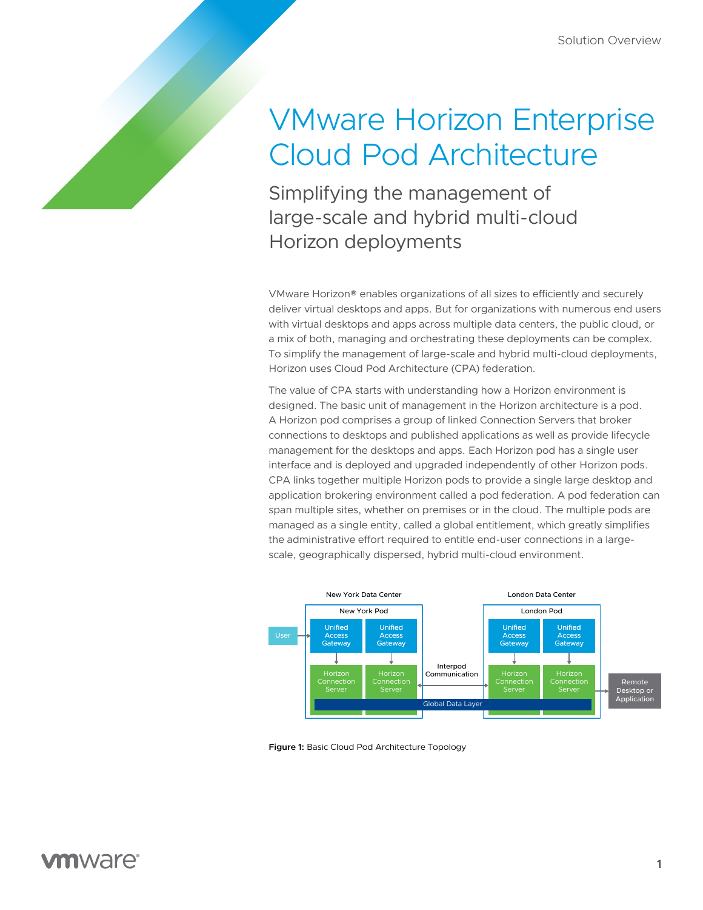# VMware Horizon Enterprise Cloud Pod Architecture

## Simplifying the management of large-scale and hybrid multi-cloud Horizon deployments

VMware Horizon® enables organizations of all sizes to efficiently and securely deliver virtual desktops and apps. But for organizations with numerous end users with virtual desktops and apps across multiple data centers, the public cloud, or a mix of both, managing and orchestrating these deployments can be complex. To simplify the management of large-scale and hybrid multi-cloud deployments, Horizon uses Cloud Pod Architecture (CPA) federation.

The value of CPA starts with understanding how a Horizon environment is designed. The basic unit of management in the Horizon architecture is a pod. A Horizon pod comprises a group of linked Connection Servers that broker connections to desktops and published applications as well as provide lifecycle management for the desktops and apps. Each Horizon pod has a single user interface and is deployed and upgraded independently of other Horizon pods. CPA links together multiple Horizon pods to provide a single large desktop and application brokering environment called a pod federation. A pod federation can span multiple sites, whether on premises or in the cloud. The multiple pods are managed as a single entity, called a global entitlement, which greatly simplifies the administrative effort required to entitle end-user connections in a large-scale, geographically dispersed, hybrid multi-cloud environment.

**Figure 1:** Basic Cloud Pod Architecture Topology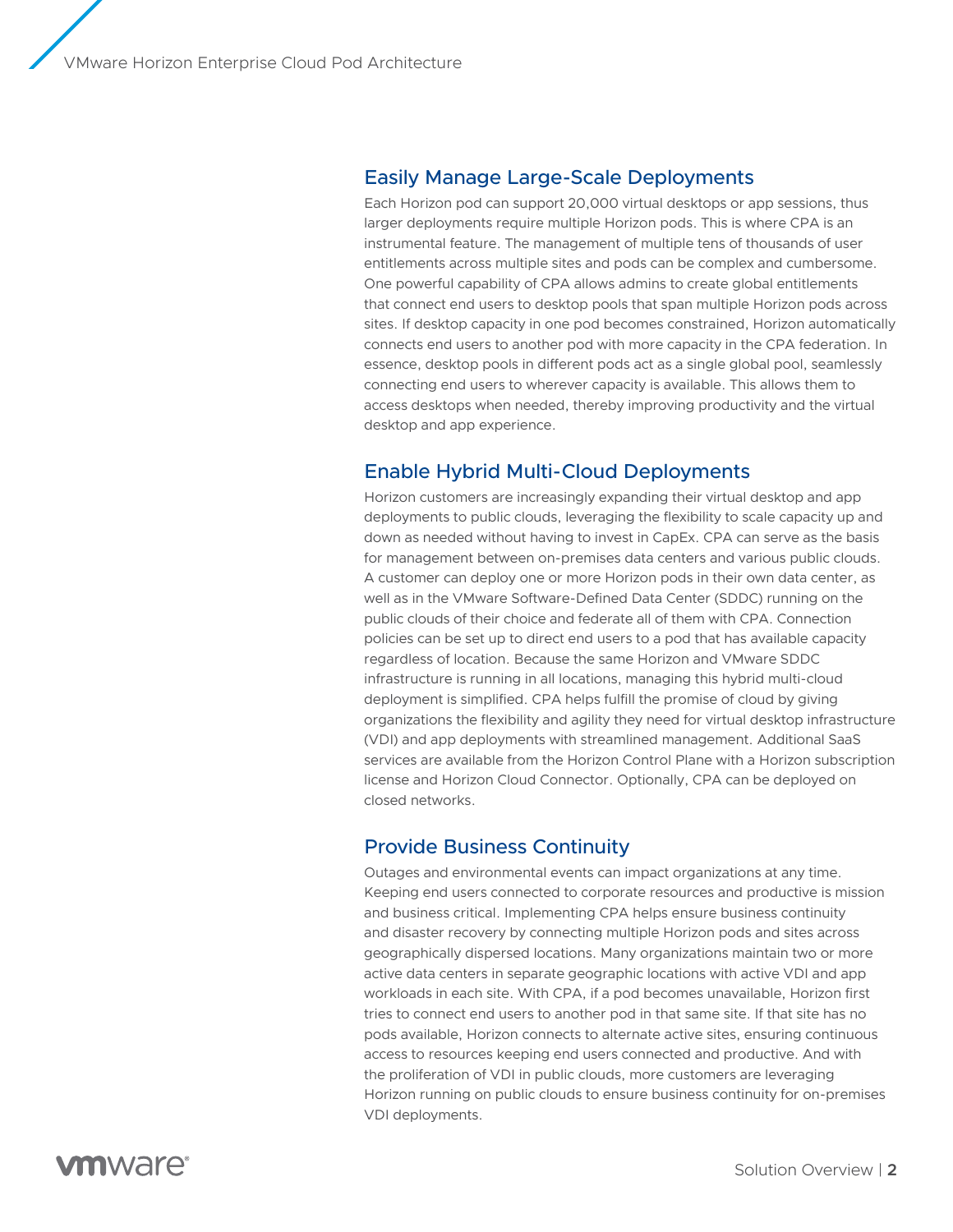## Easily Manage Large-Scale Deployments

Each Horizon pod can support 20,000 virtual desktops or app sessions, thus larger deployments require multiple Horizon pods. This is where CPA is an instrumental feature. The management of multiple tens of thousands of user entitlements across multiple sites and pods can be complex and cumbersome. One powerful capability of CPA allows admins to create global entitlements that connect end users to desktop pools that span multiple Horizon pods across sites. If desktop capacity in one pod becomes constrained, Horizon automatically connects end users to another pod with more capacity in the CPA federation. In essence, desktop pools in different pods act as a single global pool, seamlessly connecting end users to wherever capacity is available. This allows them to access desktops when needed, thereby improving productivity and the virtual desktop and app experience.

## Enable Hybrid Multi-Cloud Deployments

Horizon customers are increasingly expanding their virtual desktop and app deployments to public clouds, leveraging the flexibility to scale capacity up and down as needed without having to invest in CapEx. CPA can serve as the basis for management between on-premises data centers and various public clouds. A customer can deploy one or more Horizon pods in their own data center, as well as in the VMware Software-Defined Data Center (SDDC) running on the public clouds of their choice and federate all of them with CPA. Connection policies can be set up to direct end users to a pod that has available capacity regardless of location. Because the same Horizon and VMware SDDC infrastructure is running in all locations, managing this hybrid multi-cloud deployment is simplified. CPA helps fulfill the promise of cloud by giving organizations the flexibility and agility they need for virtual desktop infrastructure (VDI) and app deployments with streamlined management. Additional SaaS services are available from the Horizon Control Plane with a Horizon subscription license and Horizon Cloud Connector. Optionally, CPA can be deployed on closed networks.

## Provide Business Continuity

Outages and environmental events can impact organizations at any time. Keeping end users connected to corporate resources and productive is mission and business critical. Implementing CPA helps ensure business continuity and disaster recovery by connecting multiple Horizon pods and sites across geographically dispersed locations. Many organizations maintain two or more active data centers in separate geographic locations with active VDI and app workloads in each site. With CPA, if a pod becomes unavailable, Horizon first tries to connect end users to another pod in that same site. If that site has no pods available, Horizon connects to alternate active sites, ensuring continuous access to resources keeping end users connected and productive. And with the proliferation of VDI in public clouds, more customers are leveraging Horizon running on public clouds to ensure business continuity for on-premises VDI deployments.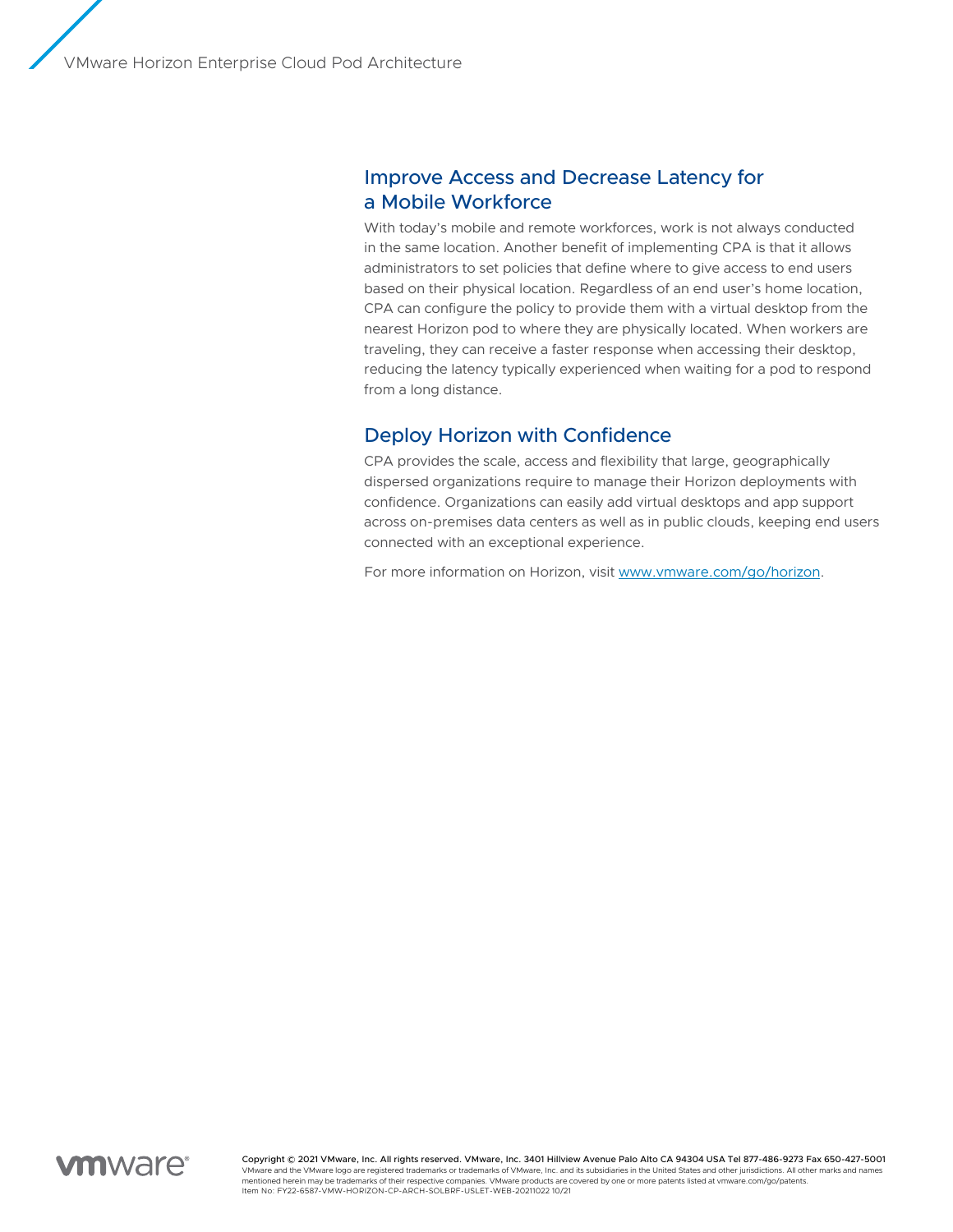## Improve Access and Decrease Latency for a Mobile Workforce

With today's mobile and remote workforces, work is not always conducted in the same location. Another benefit of implementing CPA is that it allows administrators to set policies that define where to give access to end users based on their physical location. Regardless of an end user's home location, CPA can configure the policy to provide them with a virtual desktop from the nearest Horizon pod to where they are physically located. When workers are traveling, they can receive a faster response when accessing their desktop, reducing the latency typically experienced when waiting for a pod to respond from a long distance.

## Deploy Horizon with Confidence

CPA provides the scale, access and flexibility that large, geographically dispersed organizations require to manage their Horizon deployments with confidence. Organizations can easily add virtual desktops and app support across on-premises data centers as well as in public clouds, keeping end users connected with an exceptional experience.

For more information on Horizon, visit www.vmware.com/go/horizon.

Copyright © 2021 VMware, Inc. All rights reserved. VMware, Inc. 3401 Hillview Avenue Palo Alto CA 94304 USA Tel 877-486-9273 Fax 650-427-5001
VMware and the VMware logo are registered trademarks or trademarks of VMware, Inc. and its subsidiaries in the United States and other jurisdictions. All other marks and names mentioned herein may be trademarks of their respective companies. VMware products are covered by one or more patents listed at vmware.com/go/patents.
Item No: FY22-6587-VMW-HORIZON-CP-ARCH-SOLBRF-USLET-WEB-20211022 10/21